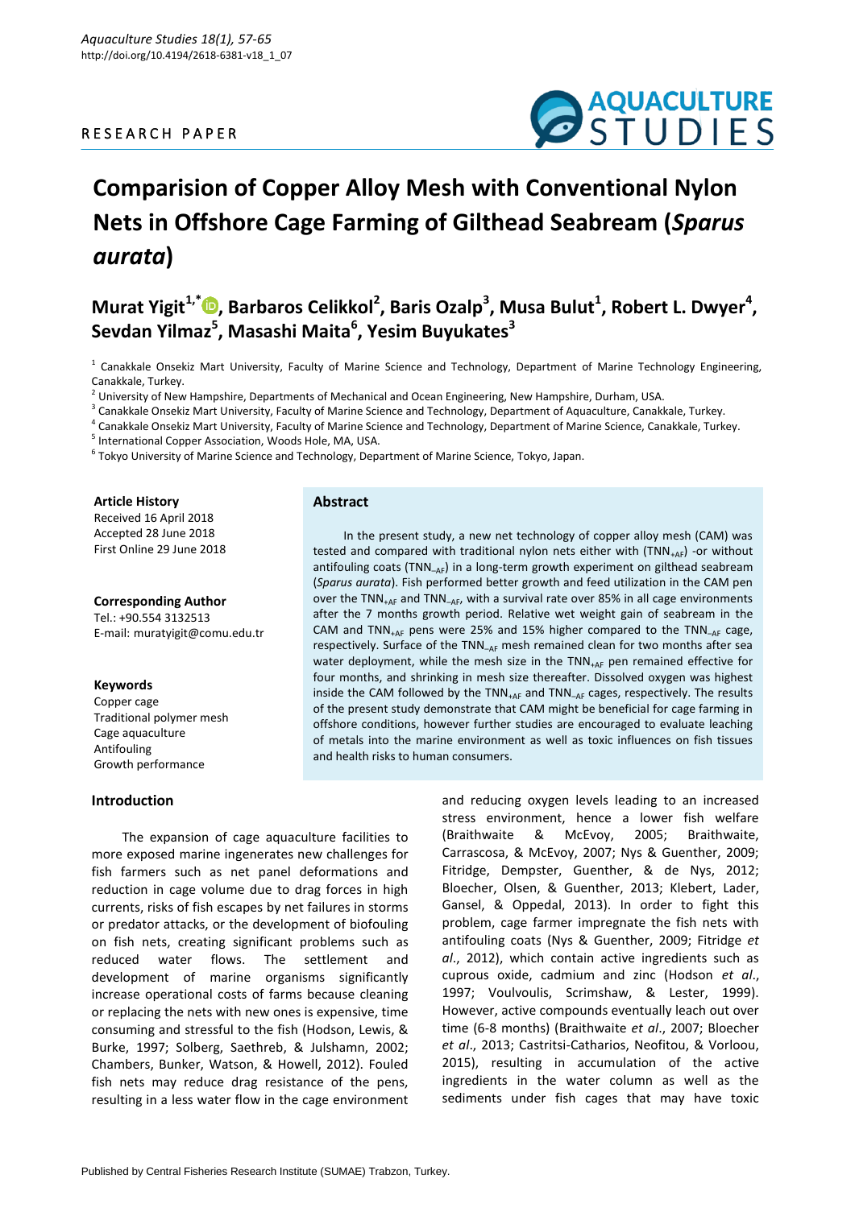RESEARCH PAPER

# Comparision of Copper Alloy Mesh with Conventional Nylon Nets in Offshore Cage Farming of Gilthead Seabream (*Sparus aurata*)

**Murat Yigit[1,*], Barbaros Celikkol[2], Baris Ozalp[3], Musa Bulut[1], Robert L. Dwyer[4], Sevdan Yilmaz[5], Masashi Maita[6], Yesim Buyukates[3]**

[1] Canakkale Onsekiz Mart University, Faculty of Marine Science and Technology, Department of Marine Technology Engineering, Canakkale, Turkey.
[2] University of New Hampshire, Departments of Mechanical and Ocean Engineering, New Hampshire, Durham, USA.
[3] Canakkale Onsekiz Mart University, Faculty of Marine Science and Technology, Department of Aquaculture, Canakkale, Turkey.
[4] Canakkale Onsekiz Mart University, Faculty of Marine Science and Technology, Department of Marine Science, Canakkale, Turkey.
[5] International Copper Association, Woods Hole, MA, USA.
[6] Tokyo University of Marine Science and Technology, Department of Marine Science, Tokyo, Japan.

**Article History**
Received 16 April 2018
Accepted 28 June 2018
First Online 29 June 2018

**Corresponding Author**
Tel.: +90.554 3132513
E-mail: muratyigit@comu.edu.tr

**Keywords**
Copper cage
Traditional polymer mesh
Cage aquaculture
Antifouling
Growth performance

## Abstract

In the present study, a new net technology of copper alloy mesh (CAM) was tested and compared with traditional nylon nets either with ($TNN_{+AF}$) -or without antifouling coats ($TNN_{-AF}$) in a long-term growth experiment on gilthead seabream (*Sparus aurata*). Fish performed better growth and feed utilization in the CAM pen over the $TNN_{+AF}$ and $TNN_{-AF}$, with a survival rate over 85% in all cage environments after the 7 months growth period. Relative wet weight gain of seabream in the CAM and $TNN_{+AF}$ pens were 25% and 15% higher compared to the $TNN_{-AF}$ cage, respectively. Surface of the $TNN_{-AF}$ mesh remained clean for two months after sea water deployment, while the mesh size in the $TNN_{+AF}$ pen remained effective for four months, and shrinking in mesh size thereafter. Dissolved oxygen was highest inside the CAM followed by the $TNN_{+AF}$ and $TNN_{-AF}$ cages, respectively. The results of the present study demonstrate that CAM might be beneficial for cage farming in offshore conditions, however further studies are encouraged to evaluate leaching of metals into the marine environment as well as toxic influences on fish tissues and health risks to human consumers.

## Introduction

The expansion of cage aquaculture facilities to more exposed marine ingenerates new challenges for fish farmers such as net panel deformations and reduction in cage volume due to drag forces in high currents, risks of fish escapes by net failures in storms or predator attacks, or the development of biofouling on fish nets, creating significant problems such as reduced water flows. The settlement and development of marine organisms significantly increase operational costs of farms because cleaning or replacing the nets with new ones is expensive, time consuming and stressful to the fish (Hodson, Lewis, & Burke, 1997; Solberg, Saethreb, & Julshamn, 2002; Chambers, Bunker, Watson, & Howell, 2012). Fouled fish nets may reduce drag resistance of the pens, resulting in a less water flow in the cage environment and reducing oxygen levels leading to an increased stress environment, hence a lower fish welfare (Braithwaite & McEvoy, 2005; Braithwaite, Carrascosa, & McEvoy, 2007; Nys & Guenther, 2009; Fitridge, Dempster, Guenther, & de Nys, 2012; Bloecher, Olsen, & Guenther, 2013; Klebert, Lader, Gansel, & Oppedal, 2013). In order to fight this problem, cage farmer impregnate the fish nets with antifouling coats (Nys & Guenther, 2009; Fitridge *et al*., 2012), which contain active ingredients such as cuprous oxide, cadmium and zinc (Hodson *et al*., 1997; Voulvoulis, Scrimshaw, & Lester, 1999). However, active compounds eventually leach out over time (6-8 months) (Braithwaite *et al*., 2007; Bloecher *et al*., 2013; Castritsi-Catharios, Neofitou, & Vorloou, 2015), resulting in accumulation of the active ingredients in the water column as well as the sediments under fish cages that may have toxic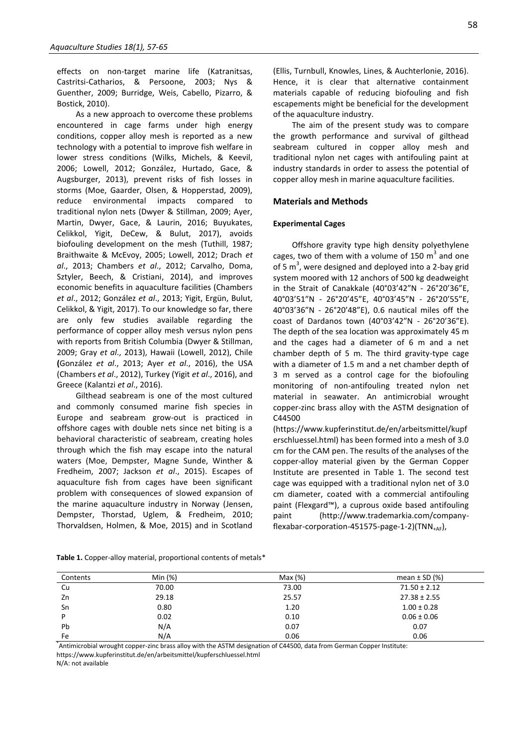effects on non-target marine life (Katranitsas, Castritsi-Catharios, & Persoone, 2003; Nys & Guenther, 2009; Burridge, Weis, Cabello, Pizarro, & Bostick, 2010).

As a new approach to overcome these problems encountered in cage farms under high energy conditions, copper alloy mesh is reported as a new technology with a potential to improve fish welfare in lower stress conditions (Wilks, Michels, & Keevil, 2006; Lowell, 2012; González, Hurtado, Gace, & Augsburger, 2013), prevent risks of fish losses in storms (Moe, Gaarder, Olsen, & Hopperstad, 2009), reduce environmental impacts compared to traditional nylon nets (Dwyer & Stillman, 2009; Ayer, Martin, Dwyer, Gace, & Laurin, 2016; Buyukates, Celikkol, Yigit, DeCew, & Bulut, 2017), avoids biofouling development on the mesh (Tuthill, 1987; Braithwaite & McEvoy, 2005; Lowell, 2012; Drach *et al*., 2013; Chambers *et al*., 2012; Carvalho, Doma, Sztyler, Beech, & Cristiani, 2014), and improves economic benefits in aquaculture facilities (Chambers *et al*., 2012; González *et al*., 2013; Yigit, Ergün, Bulut, Celikkol, & Yigit, 2017). To our knowledge so far, there are only few studies available regarding the performance of copper alloy mesh versus nylon pens with reports from British Columbia (Dwyer & Stillman, 2009; Gray *et al*., 2013), Hawaii (Lowell, 2012), Chile (González *et al*., 2013; Ayer *et al*., 2016), the USA (Chambers *et al*., 2012), Turkey (Yigit *et al*., 2016), and Greece (Kalantzi *et al*., 2016).

Gilthead seabream is one of the most cultured and commonly consumed marine fish species in Europe and seabream grow-out is practiced in offshore cages with double nets since net biting is a behavioral characteristic of seabream, creating holes through which the fish may escape into the natural waters (Moe, Dempster, Magne Sunde, Winther & Fredheim, 2007; Jackson *et al*., 2015). Escapes of aquaculture fish from cages have been significant problem with consequences of slowed expansion of the marine aquaculture industry in Norway (Jensen, Dempster, Thorstad, Uglem, & Fredheim, 2010; Thorvaldsen, Holmen, & Moe, 2015) and in Scotland (Ellis, Turnbull, Knowles, Lines, & Auchterlonie, 2016). Hence, it is clear that alternative containment materials capable of reducing biofouling and fish escapements might be beneficial for the development of the aquaculture industry.

The aim of the present study was to compare the growth performance and survival of gilthead seabream cultured in copper alloy mesh and traditional nylon net cages with antifouling paint at industry standards in order to assess the potential of copper alloy mesh in marine aquaculture facilities.

## Materials and Methods

### Experimental Cages

Offshore gravity type high density polyethylene cages, two of them with a volume of 150 $m^3$ and one of 5 $m^3$, were designed and deployed into a 2-bay grid system moored with 12 anchors of 500 kg deadweight in the Strait of Canakkale (40°03'42"N - 26°20'36"E, 40°03'51"N - 26°20'45"E, 40°03'45"N - 26°20'55"E, 40°03'36"N - 26°20'48"E), 0.6 nautical miles off the coast of Dardanos town (40°03'42"N - 26°20'36"E). The depth of the sea location was approximately 45 m and the cages had a diameter of 6 m and a net chamber depth of 5 m. The third gravity-type cage with a diameter of 1.5 m and a net chamber depth of 3 m served as a control cage for the biofouling monitoring of non-antifouling treated nylon net material in seawater. An antimicrobial wrought copper-zinc brass alloy with the ASTM designation of C44500 (https://www.kupferinstitut.de/en/arbeitsmittel/kupferschluessel.html) has been formed into a mesh of 3.0 cm for the CAM pen. The results of the analyses of the copper-alloy material given by the German Copper Institute are presented in Table 1. The second test cage was equipped with a traditional nylon net of 3.0 cm diameter, coated with a commercial antifouling paint (Flexgard™), a cuprous oxide based antifouling paint (http://www.trademarkia.com/company-flexabar-corporation-451575-page-1-2)($TNN_{+AF}$),

**Table 1.** Copper-alloy material, proportional contents of metals*

| Contents | Min (%) | Max (%) | mean ± SD (%) |
|---|---|---|---|
| Cu | 70.00 | 73.00 | 71.50 ± 2.12 |
| Zn | 29.18 | 25.57 | 27.38 ± 2.55 |
| Sn | 0.80 | 1.20 | 1.00 ± 0.28 |
| P | 0.02 | 0.10 | 0.06 ± 0.06 |
| Pb | N/A | 0.07 | 0.07 |
| Fe | N/A | 0.06 | 0.06 |

*Antimicrobial wrought copper-zinc brass alloy with the ASTM designation of C44500, data from German Copper Institute: https://www.kupferinstitut.de/en/arbeitsmittel/kupferschluessel.html
N/A: not available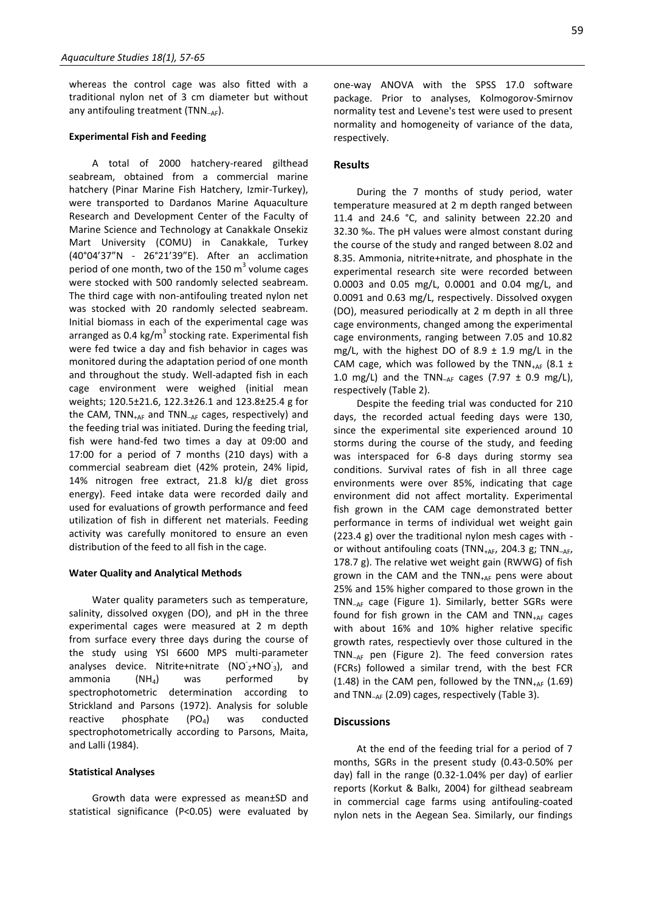whereas the control cage was also fitted with a traditional nylon net of 3 cm diameter but without any antifouling treatment ($TNN_{-AF}$).

### Experimental Fish and Feeding

A total of 2000 hatchery-reared gilthead seabream, obtained from a commercial marine hatchery (Pinar Marine Fish Hatchery, Izmir-Turkey), were transported to Dardanos Marine Aquaculture Research and Development Center of the Faculty of Marine Science and Technology at Canakkale Onsekiz Mart University (COMU) in Canakkale, Turkey (40°04'37"N - 26°21'39"E). After an acclimation period of one month, two of the 150 $m^3$ volume cages were stocked with 500 randomly selected seabream. The third cage with non-antifouling treated nylon net was stocked with 20 randomly selected seabream. Initial biomass in each of the experimental cage was arranged as 0.4 $kg/m^3$ stocking rate. Experimental fish were fed twice a day and fish behavior in cages was monitored during the adaptation period of one month and throughout the study. Well-adapted fish in each cage environment were weighed (initial mean weights; 120.5±21.6, 122.3±26.1 and 123.8±25.4 g for the CAM, $TNN_{+AF}$ and $TNN_{-AF}$ cages, respectively) and the feeding trial was initiated. During the feeding trial, fish were hand-fed two times a day at 09:00 and 17:00 for a period of 7 months (210 days) with a commercial seabream diet (42% protein, 24% lipid, 14% nitrogen free extract, 21.8 kJ/g diet gross energy). Feed intake data were recorded daily and used for evaluations of growth performance and feed utilization of fish in different net materials. Feeding activity was carefully monitored to ensure an even distribution of the feed to all fish in the cage.

### Water Quality and Analytical Methods

Water quality parameters such as temperature, salinity, dissolved oxygen (DO), and pH in the three experimental cages were measured at 2 m depth from surface every three days during the course of the study using YSI 6600 MPS multi-parameter analyses device. Nitrite+nitrate ($NO^-_2$+$NO^-_3$), and ammonia ($NH_4$) was performed by spectrophotometric determination according to Strickland and Parsons (1972). Analysis for soluble reactive phosphate ($PO_4$) was conducted spectrophotometrically according to Parsons, Maita, and Lalli (1984).

### Statistical Analyses

Growth data were expressed as mean±SD and statistical significance ($P<0.05$) were evaluated by one-way ANOVA with the SPSS 17.0 software package. Prior to analyses, Kolmogorov-Smirnov normality test and Levene's test were used to present normality and homogeneity of variance of the data, respectively.

## Results

During the 7 months of study period, water temperature measured at 2 m depth ranged between 11.4 and 24.6 °C, and salinity between 22.20 and 32.30 ‰. The pH values were almost constant during the course of the study and ranged between 8.02 and 8.35. Ammonia, nitrite+nitrate, and phosphate in the experimental research site were recorded between 0.0003 and 0.05 mg/L, 0.0001 and 0.04 mg/L, and 0.0091 and 0.63 mg/L, respectively. Dissolved oxygen (DO), measured periodically at 2 m depth in all three cage environments, changed among the experimental cage environments, ranging between 7.05 and 10.82 mg/L, with the highest DO of 8.9 ± 1.9 mg/L in the CAM cage, which was followed by the $TNN_{+AF}$ (8.1 ± 1.0 mg/L) and the $TNN_{-AF}$ cages (7.97 ± 0.9 mg/L), respectively (Table 2).

Despite the feeding trial was conducted for 210 days, the recorded actual feeding days were 130, since the experimental site experienced around 10 storms during the course of the study, and feeding was interspaced for 6-8 days during stormy sea conditions. Survival rates of fish in all three cage environments were over 85%, indicating that cage environment did not affect mortality. Experimental fish grown in the CAM cage demonstrated better performance in terms of individual wet weight gain (223.4 g) over the traditional nylon mesh cages with - or without antifouling coats ($TNN_{+AF}$, 204.3 g; $TNN_{-AF}$, 178.7 g). The relative wet weight gain (RWWG) of fish grown in the CAM and the $TNN_{+AF}$ pens were about 25% and 15% higher compared to those grown in the $TNN_{-AF}$ cage (Figure 1). Similarly, better SGRs were found for fish grown in the CAM and $TNN_{+AF}$ cages with about 16% and 10% higher relative specific growth rates, respectievly over those cultured in the $TNN_{-AF}$ pen (Figure 2). The feed conversion rates (FCRs) followed a similar trend, with the best FCR (1.48) in the CAM pen, followed by the $TNN_{+AF}$ (1.69) and $TNN_{-AF}$ (2.09) cages, respectively (Table 3).

## Discussions

At the end of the feeding trial for a period of 7 months, SGRs in the present study (0.43-0.50% per day) fall in the range (0.32-1.04% per day) of earlier reports (Korkut & Balkı, 2004) for gilthead seabream in commercial cage farms using antifouling-coated nylon nets in the Aegean Sea. Similarly, our findings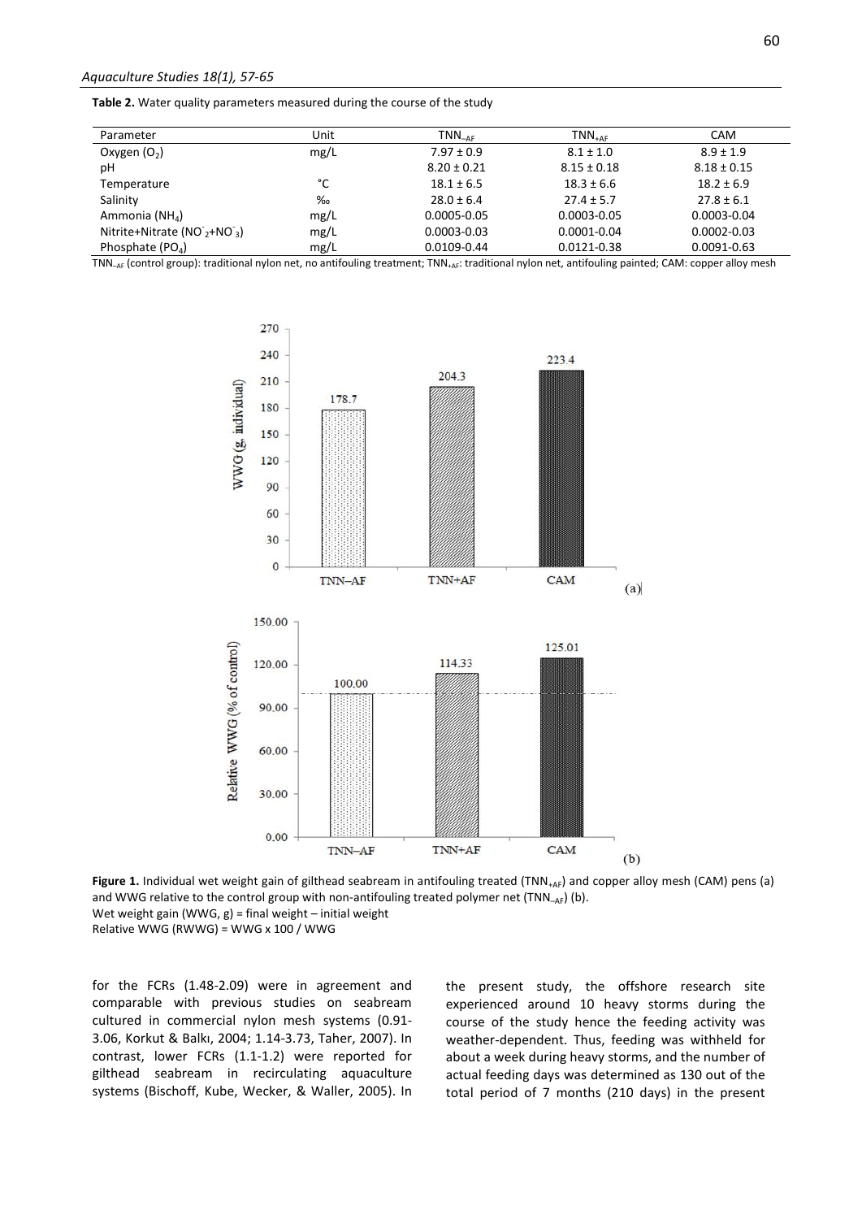**Table 2.** Water quality parameters measured during the course of the study

| Parameter | Unit | $TNN_{-AF}$ | $TNN_{+AF}$ | CAM |
|---|---|---|---|---|
| Oxygen ($O_2$) | mg/L | 7.97 ± 0.9 | 8.1 ± 1.0 | 8.9 ± 1.9 |
| pH | | 8.20 ± 0.21 | 8.15 ± 0.18 | 8.18 ± 0.15 |
| Temperature | °C | 18.1 ± 6.5 | 18.3 ± 6.6 | 18.2 ± 6.9 |
| Salinity | ‰ | 28.0 ± 6.4 | 27.4 ± 5.7 | 27.8 ± 6.1 |
| Ammonia ($NH_4$) | mg/L | 0.0005-0.05 | 0.0003-0.05 | 0.0003-0.04 |
| Nitrite+Nitrate ($NO^-_2$+$NO^-_3$) | mg/L | 0.0003-0.03 | 0.0001-0.04 | 0.0002-0.03 |
| Phosphate ($PO_4$) | mg/L | 0.0109-0.44 | 0.0121-0.38 | 0.0091-0.63 |

$TNN_{-AF}$ (control group): traditional nylon net, no antifouling treatment; $TNN_{+AF}$: traditional nylon net, antifouling painted; CAM: copper alloy mesh

**Figure 1.** Individual wet weight gain of gilthead seabream in antifouling treated ($TNN_{+AF}$) and copper alloy mesh (CAM) pens (a) and WWG relative to the control group with non-antifouling treated polymer net ($TNN_{-AF}$) (b).
Wet weight gain (WWG, g) = final weight – initial weight
Relative WWG (RWWG) = WWG x 100 / WWG

for the FCRs (1.48-2.09) were in agreement and comparable with previous studies on seabream cultured in commercial nylon mesh systems (0.91-3.06, Korkut & Balkı, 2004; 1.14-3.73, Taher, 2007). In contrast, lower FCRs (1.1-1.2) were reported for gilthead seabream in recirculating aquaculture systems (Bischoff, Kube, Wecker, & Waller, 2005). In the present study, the offshore research site experienced around 10 heavy storms during the course of the study hence the feeding activity was weather-dependent. Thus, feeding was withheld for about a week during heavy storms, and the number of actual feeding days was determined as 130 out of the total period of 7 months (210 days) in the present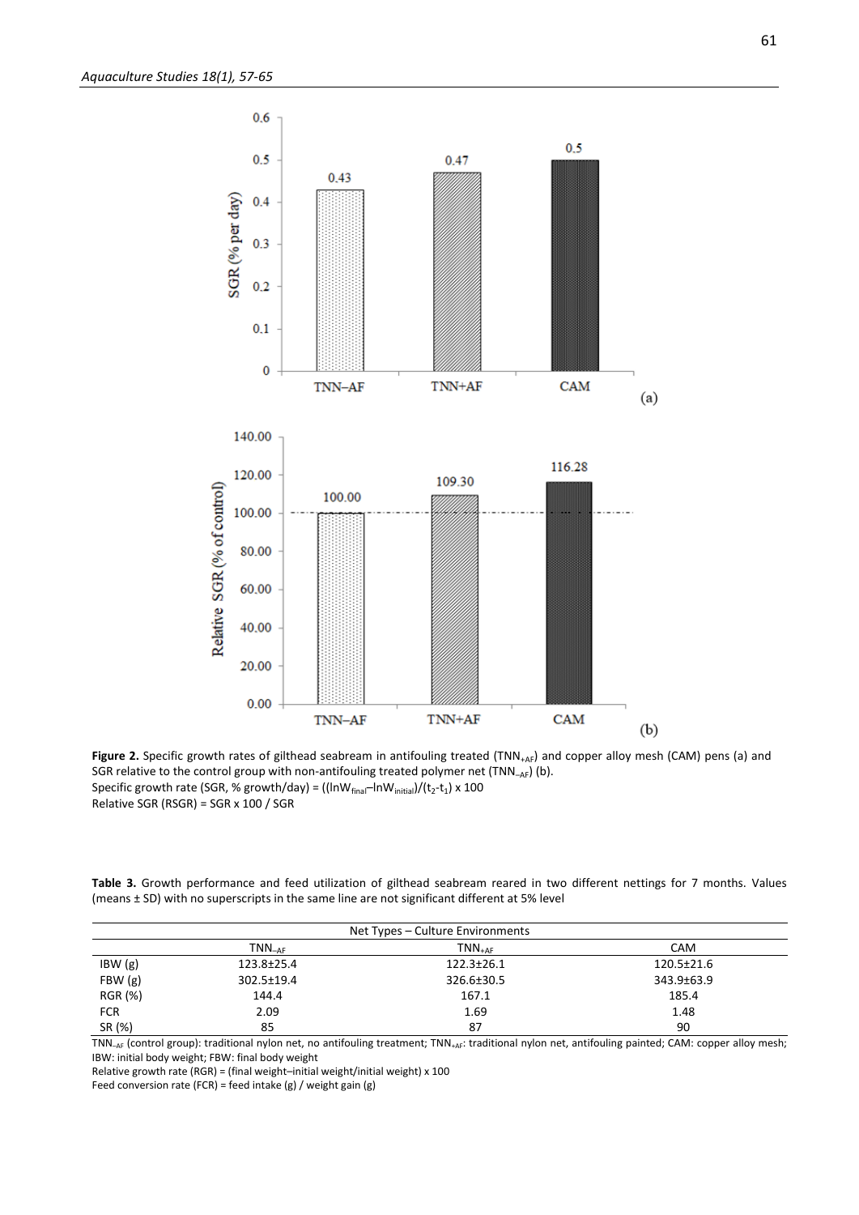**Figure 2.** Specific growth rates of gilthead seabream in antifouling treated ($TNN_{+AF}$) and copper alloy mesh (CAM) pens (a) and SGR relative to the control group with non-antifouling treated polymer net ($TNN_{-AF}$) (b).
Specific growth rate (SGR, % growth/day) = $((\ln W_{final} - \ln W_{initial})/(t_2 - t_1)) \times 100$
Relative SGR (RSGR) = SGR x 100 / SGR

**Table 3.** Growth performance and feed utilization of gilthead seabream reared in two different nettings for 7 months. Values (means ± SD) with no superscripts in the same line are not significant different at 5% level

| | Net Types – Culture Environments | | |
|---|---|---|---|
| | $TNN_{-AF}$ | $TNN_{+AF}$ | CAM |
| IBW (g) | 123.8±25.4 | 122.3±26.1 | 120.5±21.6 |
| FBW (g) | 302.5±19.4 | 326.6±30.5 | 343.9±63.9 |
| RGR (%) | 144.4 | 167.1 | 185.4 |
| FCR | 2.09 | 1.69 | 1.48 |
| SR (%) | 85 | 87 | 90 |

$TNN_{-AF}$ (control group): traditional nylon net, no antifouling treatment; $TNN_{+AF}$: traditional nylon net, antifouling painted; CAM: copper alloy mesh; IBW: initial body weight; FBW: final body weight
Relative growth rate (RGR) = (final weight–initial weight/initial weight) x 100
Feed conversion rate (FCR) = feed intake (g) / weight gain (g)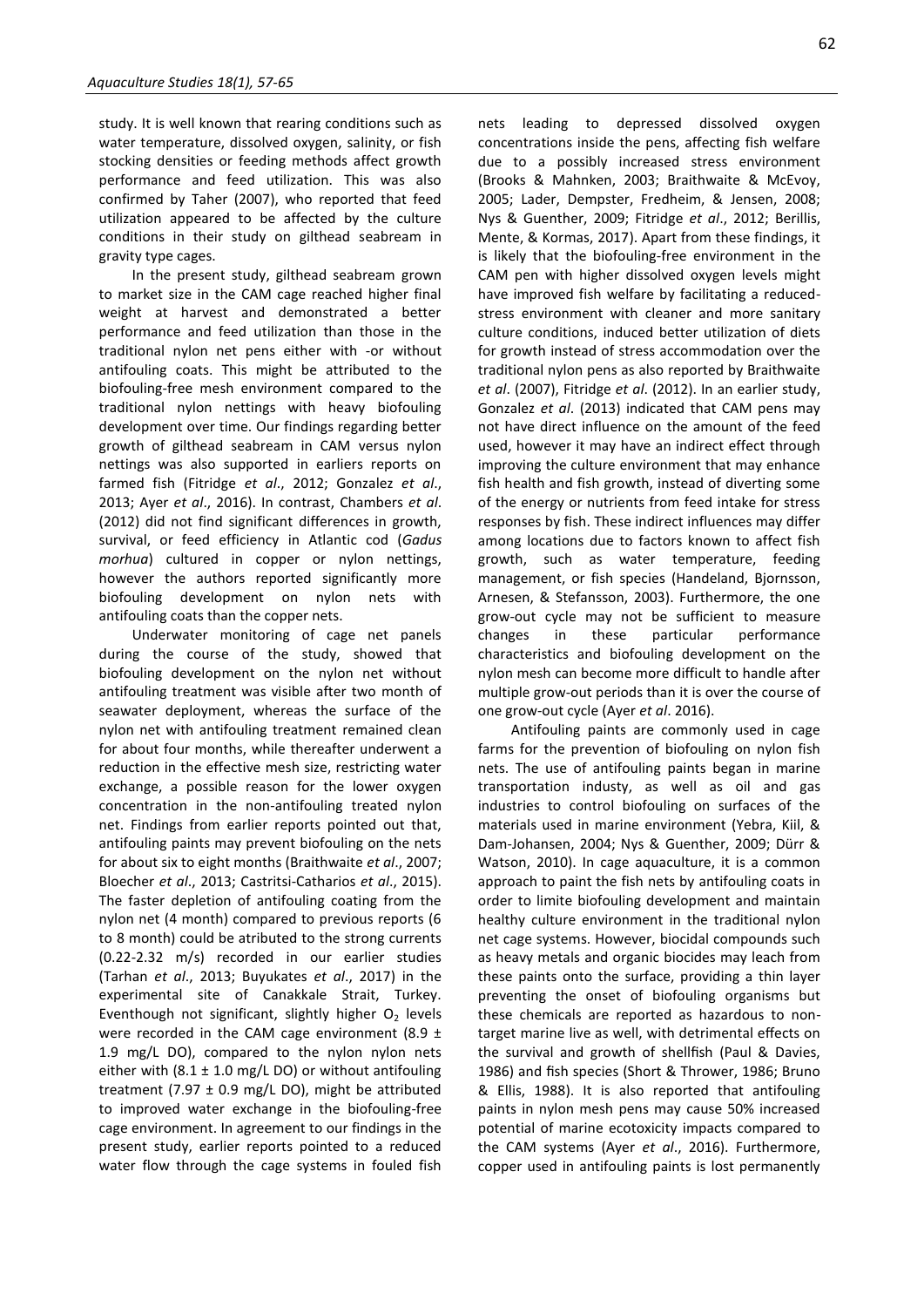study. It is well known that rearing conditions such as water temperature, dissolved oxygen, salinity, or fish stocking densities or feeding methods affect growth performance and feed utilization. This was also confirmed by Taher (2007), who reported that feed utilization appeared to be affected by the culture conditions in their study on gilthead seabream in gravity type cages.

In the present study, gilthead seabream grown to market size in the CAM cage reached higher final weight at harvest and demonstrated a better performance and feed utilization than those in the traditional nylon net pens either with -or without antifouling coats. This might be attributed to the biofouling-free mesh environment compared to the traditional nylon nettings with heavy biofouling development over time. Our findings regarding better growth of gilthead seabream in CAM versus nylon nettings was also supported in earliers reports on farmed fish (Fitridge *et al*., 2012; Gonzalez *et al*., 2013; Ayer *et al*., 2016). In contrast, Chambers *et al*. (2012) did not find significant differences in growth, survival, or feed efficiency in Atlantic cod (*Gadus morhua*) cultured in copper or nylon nettings, however the authors reported significantly more biofouling development on nylon nets with antifouling coats than the copper nets.

Underwater monitoring of cage net panels during the course of the study, showed that biofouling development on the nylon net without antifouling treatment was visible after two month of seawater deployment, whereas the surface of the nylon net with antifouling treatment remained clean for about four months, while thereafter underwent a reduction in the effective mesh size, restricting water exchange, a possible reason for the lower oxygen concentration in the non-antifouling treated nylon net. Findings from earlier reports pointed out that, antifouling paints may prevent biofouling on the nets for about six to eight months (Braithwaite *et al*., 2007; Bloecher *et al*., 2013; Castritsi-Catharios *et al*., 2015). The faster depletion of antifouling coating from the nylon net (4 month) compared to previous reports (6 to 8 month) could be atributed to the strong currents (0.22-2.32 m/s) recorded in our earlier studies (Tarhan *et al*., 2013; Buyukates *et al*., 2017) in the experimental site of Canakkale Strait, Turkey. Eventhough not significant, slightly higher $O_2$ levels were recorded in the CAM cage environment (8.9 ± 1.9 mg/L DO), compared to the nylon nylon nets either with (8.1 ± 1.0 mg/L DO) or without antifouling treatment (7.97 ± 0.9 mg/L DO), might be attributed to improved water exchange in the biofouling-free cage environment. In agreement to our findings in the present study, earlier reports pointed to a reduced water flow through the cage systems in fouled fish nets leading to depressed dissolved oxygen concentrations inside the pens, affecting fish welfare due to a possibly increased stress environment (Brooks & Mahnken, 2003; Braithwaite & McEvoy, 2005; Lader, Dempster, Fredheim, & Jensen, 2008; Nys & Guenther, 2009; Fitridge *et al*., 2012; Berillis, Mente, & Kormas, 2017). Apart from these findings, it is likely that the biofouling-free environment in the CAM pen with higher dissolved oxygen levels might have improved fish welfare by facilitating a reduced-stress environment with cleaner and more sanitary culture conditions, induced better utilization of diets for growth instead of stress accommodation over the traditional nylon pens as also reported by Braithwaite *et al*. (2007), Fitridge *et al*. (2012). In an earlier study, Gonzalez *et al*. (2013) indicated that CAM pens may not have direct influence on the amount of the feed used, however it may have an indirect effect through improving the culture environment that may enhance fish health and fish growth, instead of diverting some of the energy or nutrients from feed intake for stress responses by fish. These indirect influences may differ among locations due to factors known to affect fish growth, such as water temperature, feeding management, or fish species (Handeland, Bjornsson, Arnesen, & Stefansson, 2003). Furthermore, the one grow-out cycle may not be sufficient to measure changes in these particular performance characteristics and biofouling development on the nylon mesh can become more difficult to handle after multiple grow-out periods than it is over the course of one grow-out cycle (Ayer *et al*. 2016).

Antifouling paints are commonly used in cage farms for the prevention of biofouling on nylon fish nets. The use of antifouling paints began in marine transportation industy, as well as oil and gas industries to control biofouling on surfaces of the materials used in marine environment (Yebra, Kiil, & Dam-Johansen, 2004; Nys & Guenther, 2009; Dürr & Watson, 2010). In cage aquaculture, it is a common approach to paint the fish nets by antifouling coats in order to limite biofouling development and maintain healthy culture environment in the traditional nylon net cage systems. However, biocidal compounds such as heavy metals and organic biocides may leach from these paints onto the surface, providing a thin layer preventing the onset of biofouling organisms but these chemicals are reported as hazardous to non-target marine live as well, with detrimental effects on the survival and growth of shellfish (Paul & Davies, 1986) and fish species (Short & Thrower, 1986; Bruno & Ellis, 1988). It is also reported that antifouling paints in nylon mesh pens may cause 50% increased potential of marine ecotoxicity impacts compared to the CAM systems (Ayer *et al*., 2016). Furthermore, copper used in antifouling paints is lost permanently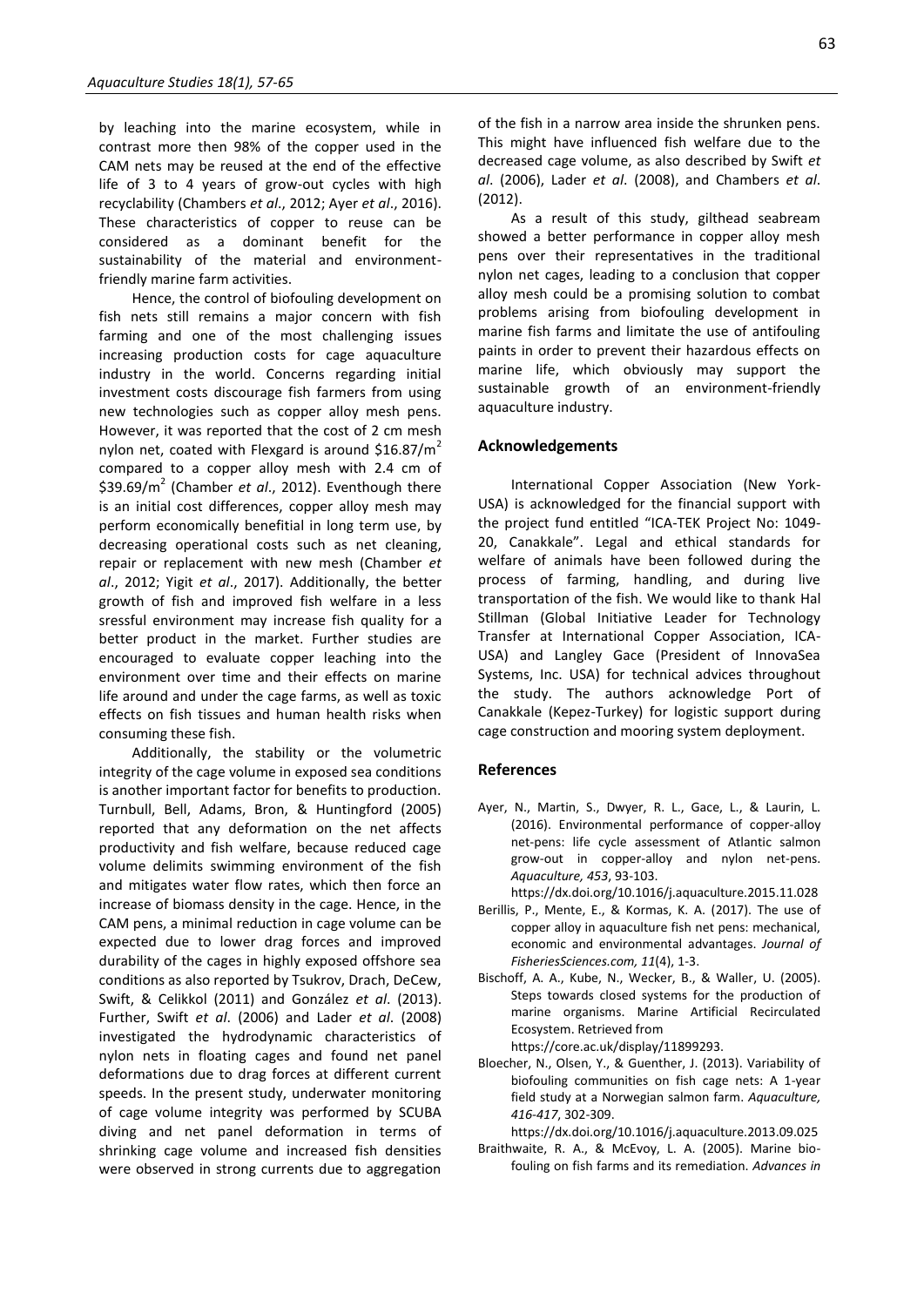by leaching into the marine ecosystem, while in contrast more then 98% of the copper used in the CAM nets may be reused at the end of the effective life of 3 to 4 years of grow-out cycles with high recyclability (Chambers *et al*., 2012; Ayer *et al*., 2016). These characteristics of copper to reuse can be considered as a dominant benefit for the sustainability of the material and environment-friendly marine farm activities.

Hence, the control of biofouling development on fish nets still remains a major concern with fish farming and one of the most challenging issues increasing production costs for cage aquaculture industry in the world. Concerns regarding initial investment costs discourage fish farmers from using new technologies such as copper alloy mesh pens. However, it was reported that the cost of 2 cm mesh nylon net, coated with Flexgard is around \$16.87/m$^2$ compared to a copper alloy mesh with 2.4 cm of \$39.69/m$^2$ (Chamber *et al*., 2012). Eventhough there is an initial cost differences, copper alloy mesh may perform economically benefitial in long term use, by decreasing operational costs such as net cleaning, repair or replacement with new mesh (Chamber *et al*., 2012; Yigit *et al*., 2017). Additionally, the better growth of fish and improved fish welfare in a less sressful environment may increase fish quality for a better product in the market. Further studies are encouraged to evaluate copper leaching into the environment over time and their effects on marine life around and under the cage farms, as well as toxic effects on fish tissues and human health risks when consuming these fish.

Additionally, the stability or the volumetric integrity of the cage volume in exposed sea conditions is another important factor for benefits to production. Turnbull, Bell, Adams, Bron, & Huntingford (2005) reported that any deformation on the net affects productivity and fish welfare, because reduced cage volume delimits swimming environment of the fish and mitigates water flow rates, which then force an increase of biomass density in the cage. Hence, in the CAM pens, a minimal reduction in cage volume can be expected due to lower drag forces and improved durability of the cages in highly exposed offshore sea conditions as also reported by Tsukrov, Drach, DeCew, Swift, & Celikkol (2011) and González *et al*. (2013). Further, Swift *et al*. (2006) and Lader *et al*. (2008) investigated the hydrodynamic characteristics of nylon nets in floating cages and found net panel deformations due to drag forces at different current speeds. In the present study, underwater monitoring of cage volume integrity was performed by SCUBA diving and net panel deformation in terms of shrinking cage volume and increased fish densities were observed in strong currents due to aggregation of the fish in a narrow area inside the shrunken pens. This might have influenced fish welfare due to the decreased cage volume, as also described by Swift *et al*. (2006), Lader *et al*. (2008), and Chambers *et al*. (2012).

As a result of this study, gilthead seabream showed a better performance in copper alloy mesh pens over their representatives in the traditional nylon net cages, leading to a conclusion that copper alloy mesh could be a promising solution to combat problems arising from biofouling development in marine fish farms and limitate the use of antifouling paints in order to prevent their hazardous effects on marine life, which obviously may support the sustainable growth of an environment-friendly aquaculture industry.

## Acknowledgements

International Copper Association (New York-USA) is acknowledged for the financial support with the project fund entitled "ICA-TEK Project No: 1049-20, Canakkale". Legal and ethical standards for welfare of animals have been followed during the process of farming, handling, and during live transportation of the fish. We would like to thank Hal Stillman (Global Initiative Leader for Technology Transfer at International Copper Association, ICA-USA) and Langley Gace (President of InnovaSea Systems, Inc. USA) for technical advices throughout the study. The authors acknowledge Port of Canakkale (Kepez-Turkey) for logistic support during cage construction and mooring system deployment.

## References

Ayer, N., Martin, S., Dwyer, R. L., Gace, L., & Laurin, L. (2016). Environmental performance of copper-alloy net-pens: life cycle assessment of Atlantic salmon grow-out in copper-alloy and nylon net-pens. *Aquaculture, 453*, 93-103. https://dx.doi.org/10.1016/j.aquaculture.2015.11.028

Berillis, P., Mente, E., & Kormas, K. A. (2017). The use of copper alloy in aquaculture fish net pens: mechanical, economic and environmental advantages. *Journal of FisheriesSciences.com, 11*(4), 1-3.

Bischoff, A. A., Kube, N., Wecker, B., & Waller, U. (2005). Steps towards closed systems for the production of marine organisms. Marine Artificial Recirculated Ecosystem. Retrieved from https://core.ac.uk/display/11899293.

Bloecher, N., Olsen, Y., & Guenther, J. (2013). Variability of biofouling communities on fish cage nets: A 1-year field study at a Norwegian salmon farm. *Aquaculture, 416-417*, 302-309. https://dx.doi.org/10.1016/j.aquaculture.2013.09.025

Braithwaite, R. A., & McEvoy, L. A. (2005). Marine biofouling on fish farms and its remediation. *Advances in*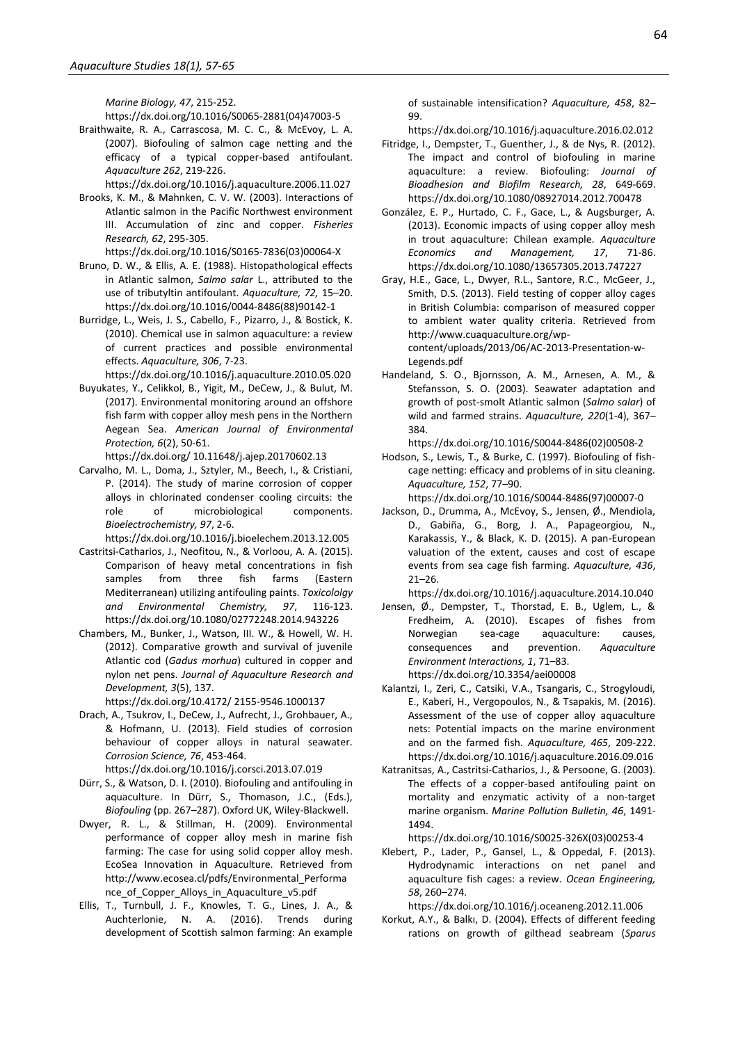*Marine Biology, 47*, 215-252. https://dx.doi.org/10.1016/S0065-2881(04)47003-5

Braithwaite, R. A., Carrascosa, M. C. C., & McEvoy, L. A. (2007). Biofouling of salmon cage netting and the efficacy of a typical copper-based antifoulant. *Aquaculture 262*, 219-226. https://dx.doi.org/10.1016/j.aquaculture.2006.11.027

Brooks, K. M., & Mahnken, C. V. W. (2003). Interactions of Atlantic salmon in the Pacific Northwest environment III. Accumulation of zinc and copper. *Fisheries Research, 62*, 295-305. https://dx.doi.org/10.1016/S0165-7836(03)00064-X

Bruno, D. W., & Ellis, A. E. (1988). Histopathological effects in Atlantic salmon, *Salmo salar* L., attributed to the use of tributyltin antifoulant. *Aquaculture, 72,* 15–20. https://dx.doi.org/10.1016/0044-8486(88)90142-1

Burridge, L., Weis, J. S., Cabello, F., Pizarro, J., & Bostick, K. (2010). Chemical use in salmon aquaculture: a review of current practices and possible environmental effects. *Aquaculture, 306*, 7-23. https://dx.doi.org/10.1016/j.aquaculture.2010.05.020

Buyukates, Y., Celikkol, B., Yigit, M., DeCew, J., & Bulut, M. (2017). Environmental monitoring around an offshore fish farm with copper alloy mesh pens in the Northern Aegean Sea. *American Journal of Environmental Protection, 6*(2), 50-61. https://dx.doi.org/ 10.11648/j.ajep.20170602.13

Carvalho, M. L., Doma, J., Sztyler, M., Beech, I., & Cristiani, P. (2014). The study of marine corrosion of copper alloys in chlorinated condenser cooling circuits: the role of microbiological components. *Bioelectrochemistry, 97*, 2-6. https://dx.doi.org/10.1016/j.bioelechem.2013.12.005

Castritsi-Catharios, J., Neofitou, N., & Vorloou, A. A. (2015). Comparison of heavy metal concentrations in fish samples from three fish farms (Eastern Mediterranean) utilizing antifouling paints. *Toxicololgy and Environmental Chemistry, 97*, 116-123. https://dx.doi.org/10.1080/02772248.2014.943226

Chambers, M., Bunker, J., Watson, III. W., & Howell, W. H. (2012). Comparative growth and survival of juvenile Atlantic cod (*Gadus morhua*) cultured in copper and nylon net pens. *Journal of Aquaculture Research and Development, 3*(5), 137. https://dx.doi.org/10.4172/ 2155-9546.1000137

Drach, A., Tsukrov, I., DeCew, J., Aufrecht, J., Grohbauer, A., & Hofmann, U. (2013). Field studies of corrosion behaviour of copper alloys in natural seawater. *Corrosion Science, 76*, 453-464. https://dx.doi.org/10.1016/j.corsci.2013.07.019

Dürr, S., & Watson, D. I. (2010). Biofouling and antifouling in aquaculture. In Dürr, S., Thomason, J.C., (Eds.), *Biofouling* (pp. 267–287). Oxford UK, Wiley-Blackwell.

Dwyer, R. L., & Stillman, H. (2009). Environmental performance of copper alloy mesh in marine fish farming: The case for using solid copper alloy mesh. EcoSea Innovation in Aquaculture. Retrieved from http://www.ecosea.cl/pdfs/Environmental_Performance_of_Copper_Alloys_in_Aquaculture_v5.pdf

Ellis, T., Turnbull, J. F., Knowles, T. G., Lines, J. A., & Auchterlonie, N. A. (2016). Trends during development of Scottish salmon farming: An example of sustainable intensification? *Aquaculture, 458*, 82–99. https://dx.doi.org/10.1016/j.aquaculture.2016.02.012

Fitridge, I., Dempster, T., Guenther, J., & de Nys, R. (2012). The impact and control of biofouling in marine aquaculture: a review. Biofouling: *Journal of Bioadhesion and Biofilm Research, 28*, 649-669. https://dx.doi.org/10.1080/08927014.2012.700478

González, E. P., Hurtado, C. F., Gace, L., & Augsburger, A. (2013). Economic impacts of using copper alloy mesh in trout aquaculture: Chilean example. *Aquaculture Economics and Management, 17*, 71-86. https://dx.doi.org/10.1080/13657305.2013.747227

Gray, H.E., Gace, L., Dwyer, R.L., Santore, R.C., McGeer, J., Smith, D.S. (2013). Field testing of copper alloy cages in British Columbia: comparison of measured copper to ambient water quality criteria. Retrieved from http://www.cuaquaculture.org/wp-content/uploads/2013/06/AC-2013-Presentation-w-Legends.pdf

Handeland, S. O., Bjornsson, A. M., Arnesen, A. M., & Stefansson, S. O. (2003). Seawater adaptation and growth of post-smolt Atlantic salmon (*Salmo salar*) of wild and farmed strains. *Aquaculture, 220*(1-4), 367–384. https://dx.doi.org/10.1016/S0044-8486(02)00508-2

Hodson, S., Lewis, T., & Burke, C. (1997). Biofouling of fish-cage netting: efficacy and problems of in situ cleaning. *Aquaculture, 152*, 77–90. https://dx.doi.org/10.1016/S0044-8486(97)00007-0

Jackson, D., Drumma, A., McEvoy, S., Jensen, Ø., Mendiola, D., Gabiña, G., Borg, J. A., Papageorgiou, N., Karakassis, Y., & Black, K. D. (2015). A pan-European valuation of the extent, causes and cost of escape events from sea cage fish farming. *Aquaculture, 436*, 21–26. https://dx.doi.org/10.1016/j.aquaculture.2014.10.040

Jensen, Ø., Dempster, T., Thorstad, E. B., Uglem, L., & Fredheim, A. (2010). Escapes of fishes from Norwegian sea-cage aquaculture: causes, consequences and prevention. *Aquaculture Environment Interactions, 1*, 71–83. https://dx.doi.org/10.3354/aei00008

Kalantzi, I., Zeri, C., Catsiki, V.A., Tsangaris, C., Strogyloudi, E., Kaberi, H., Vergopoulos, N., & Tsapakis, M. (2016). Assessment of the use of copper alloy aquaculture nets: Potential impacts on the marine environment and on the farmed fish. *Aquaculture, 465*, 209-222. https://dx.doi.org/10.1016/j.aquaculture.2016.09.016

Katranitsas, A., Castritsi-Catharios, J., & Persoone, G. (2003). The effects of a copper-based antifouling paint on mortality and enzymatic activity of a non-target marine organism. *Marine Pollution Bulletin, 46*, 1491-1494. https://dx.doi.org/10.1016/S0025-326X(03)00253-4

Klebert, P., Lader, P., Gansel, L., & Oppedal, F. (2013). Hydrodynamic interactions on net panel and aquaculture fish cages: a review. *Ocean Engineering, 58*, 260–274. https://dx.doi.org/10.1016/j.oceaneng.2012.11.006

Korkut, A.Y., & Balkı, D. (2004). Effects of different feeding rations on growth of gilthead seabream (*Sparus*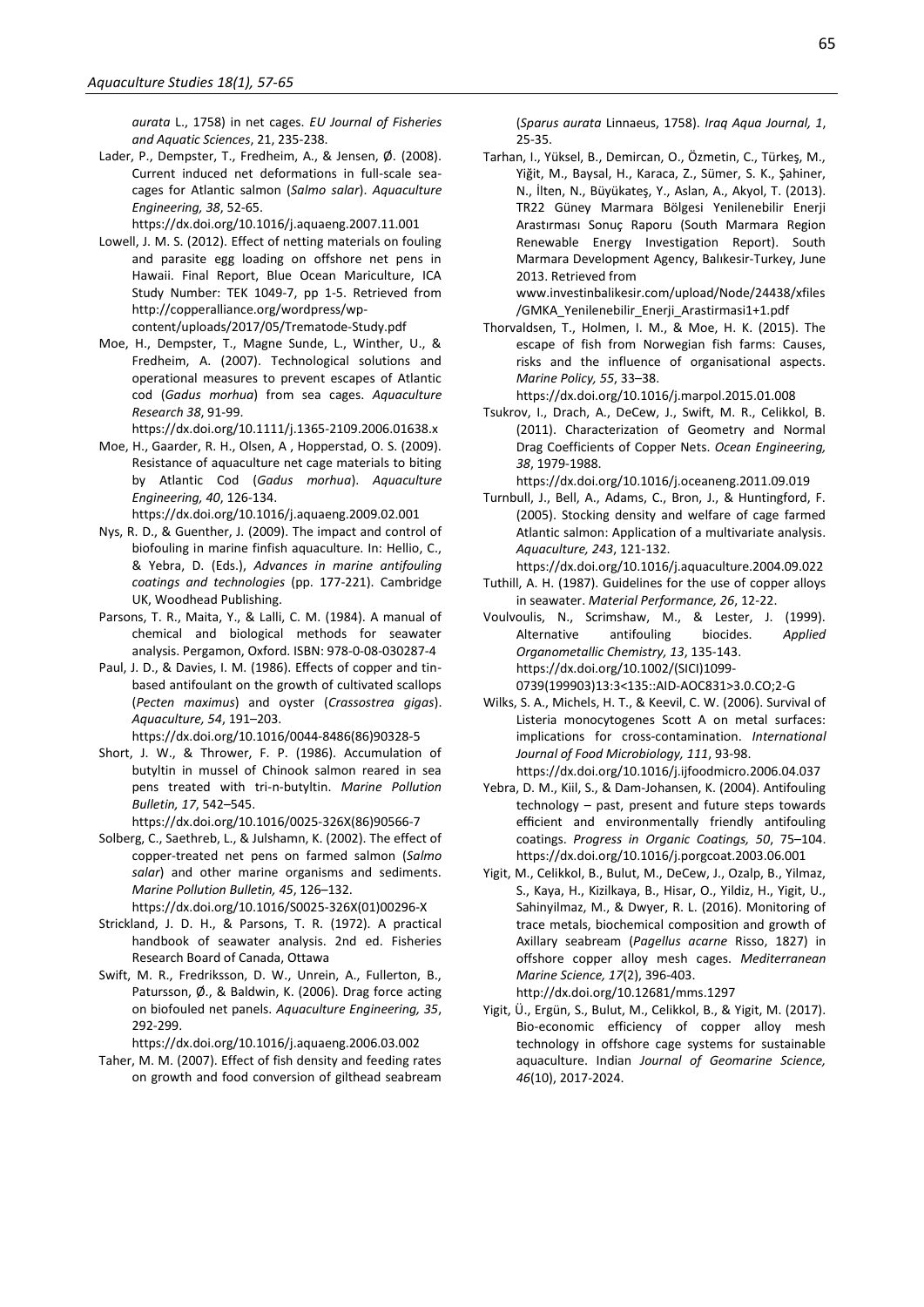*aurata* L., 1758) in net cages. *EU Journal of Fisheries and Aquatic Sciences*, 21, 235-238.

Lader, P., Dempster, T., Fredheim, A., & Jensen, Ø. (2008). Current induced net deformations in full-scale sea-cages for Atlantic salmon (*Salmo salar*). *Aquaculture Engineering, 38*, 52-65. https://dx.doi.org/10.1016/j.aquaeng.2007.11.001

Lowell, J. M. S. (2012). Effect of netting materials on fouling and parasite egg loading on offshore net pens in Hawaii. Final Report, Blue Ocean Mariculture, ICA Study Number: TEK 1049-7, pp 1-5. Retrieved from http://copperalliance.org/wordpress/wp-content/uploads/2017/05/Trematode-Study.pdf

Moe, H., Dempster, T., Magne Sunde, L., Winther, U., & Fredheim, A. (2007). Technological solutions and operational measures to prevent escapes of Atlantic cod (*Gadus morhua*) from sea cages. *Aquaculture Research 38*, 91-99. https://dx.doi.org/10.1111/j.1365-2109.2006.01638.x

Moe, H., Gaarder, R. H., Olsen, A , Hopperstad, O. S. (2009). Resistance of aquaculture net cage materials to biting by Atlantic Cod (*Gadus morhua*). *Aquaculture Engineering, 40*, 126-134. https://dx.doi.org/10.1016/j.aquaeng.2009.02.001

Nys, R. D., & Guenther, J. (2009). The impact and control of biofouling in marine finfish aquaculture. In: Hellio, C., & Yebra, D. (Eds.), *Advances in marine antifouling coatings and technologies* (pp. 177-221). Cambridge UK, Woodhead Publishing.

Parsons, T. R., Maita, Y., & Lalli, C. M. (1984). A manual of chemical and biological methods for seawater analysis. Pergamon, Oxford. ISBN: 978-0-08-030287-4

Paul, J. D., & Davies, I. M. (1986). Effects of copper and tin-based antifoulant on the growth of cultivated scallops (*Pecten maximus*) and oyster (*Crassostrea gigas*). *Aquaculture, 54*, 191–203. https://dx.doi.org/10.1016/0044-8486(86)90328-5

Short, J. W., & Thrower, F. P. (1986). Accumulation of butyltin in mussel of Chinook salmon reared in sea pens treated with tri-n-butyltin. *Marine Pollution Bulletin, 17*, 542–545. https://dx.doi.org/10.1016/0025-326X(86)90566-7

Solberg, C., Saethreb, L., & Julshamn, K. (2002). The effect of copper-treated net pens on farmed salmon (*Salmo salar*) and other marine organisms and sediments. *Marine Pollution Bulletin, 45*, 126–132. https://dx.doi.org/10.1016/S0025-326X(01)00296-X

Strickland, J. D. H., & Parsons, T. R. (1972). A practical handbook of seawater analysis. 2nd ed. Fisheries Research Board of Canada, Ottawa

Swift, M. R., Fredriksson, D. W., Unrein, A., Fullerton, B., Patursson, Ø., & Baldwin, K. (2006). Drag force acting on biofouled net panels. *Aquaculture Engineering, 35*, 292-299. https://dx.doi.org/10.1016/j.aquaeng.2006.03.002

Taher, M. M. (2007). Effect of fish density and feeding rates on growth and food conversion of gilthead seabream (*Sparus aurata* Linnaeus, 1758). *Iraq Aqua Journal, 1*, 25-35.

Tarhan, I., Yüksel, B., Demircan, O., Özmetin, C., Türkeş, M., Yiğit, M., Baysal, H., Karaca, Z., Sümer, S. K., Şahiner, N., İlten, N., Büyükateş, Y., Aslan, A., Akyol, T. (2013). TR22 Güney Marmara Bölgesi Yenilenebilir Enerji Arastırması Sonuç Raporu (South Marmara Region Renewable Energy Investigation Report). South Marmara Development Agency, Balıkesir-Turkey, June 2013. Retrieved from www.investinbalikesir.com/upload/Node/24438/xfiles/GMKA_Yenilenebilir_Enerji_Arastirmasi1+1.pdf

Thorvaldsen, T., Holmen, I. M., & Moe, H. K. (2015). The escape of fish from Norwegian fish farms: Causes, risks and the influence of organisational aspects. *Marine Policy, 55*, 33–38. https://dx.doi.org/10.1016/j.marpol.2015.01.008

Tsukrov, I., Drach, A., DeCew, J., Swift, M. R., Celikkol, B. (2011). Characterization of Geometry and Normal Drag Coefficients of Copper Nets. *Ocean Engineering, 38*, 1979-1988. https://dx.doi.org/10.1016/j.oceaneng.2011.09.019

Turnbull, J., Bell, A., Adams, C., Bron, J., & Huntingford, F. (2005). Stocking density and welfare of cage farmed Atlantic salmon: Application of a multivariate analysis. *Aquaculture, 243*, 121-132. https://dx.doi.org/10.1016/j.aquaculture.2004.09.022

Tuthill, A. H. (1987). Guidelines for the use of copper alloys in seawater. *Material Performance, 26*, 12-22.

Voulvoulis, N., Scrimshaw, M., & Lester, J. (1999). Alternative antifouling biocides. *Applied Organometallic Chemistry, 13*, 135-143. https://dx.doi.org/10.1002/(SICI)1099-0739(199903)13:3<135::AID-AOC831>3.0.CO;2-G

Wilks, S. A., Michels, H. T., & Keevil, C. W. (2006). Survival of Listeria monocytogenes Scott A on metal surfaces: implications for cross-contamination. *International Journal of Food Microbiology, 111*, 93-98. https://dx.doi.org/10.1016/j.ijfoodmicro.2006.04.037

Yebra, D. M., Kiil, S., & Dam-Johansen, K. (2004). Antifouling technology – past, present and future steps towards efficient and environmentally friendly antifouling coatings. *Progress in Organic Coatings, 50*, 75–104. https://dx.doi.org/10.1016/j.porgcoat.2003.06.001

Yigit, M., Celikkol, B., Bulut, M., DeCew, J., Ozalp, B., Yilmaz, S., Kaya, H., Kizilkaya, B., Hisar, O., Yildiz, H., Yigit, U., Sahinyilmaz, M., & Dwyer, R. L. (2016). Monitoring of trace metals, biochemical composition and growth of Axillary seabream (*Pagellus acarne* Risso, 1827) in offshore copper alloy mesh cages. *Mediterranean Marine Science, 17*(2), 396-403. http://dx.doi.org/10.12681/mms.1297

Yigit, Ü., Ergün, S., Bulut, M., Celikkol, B., & Yigit, M. (2017). Bio-economic efficiency of copper alloy mesh technology in offshore cage systems for sustainable aquaculture. Indian *Journal of Geomarine Science, 46*(10), 2017-2024.